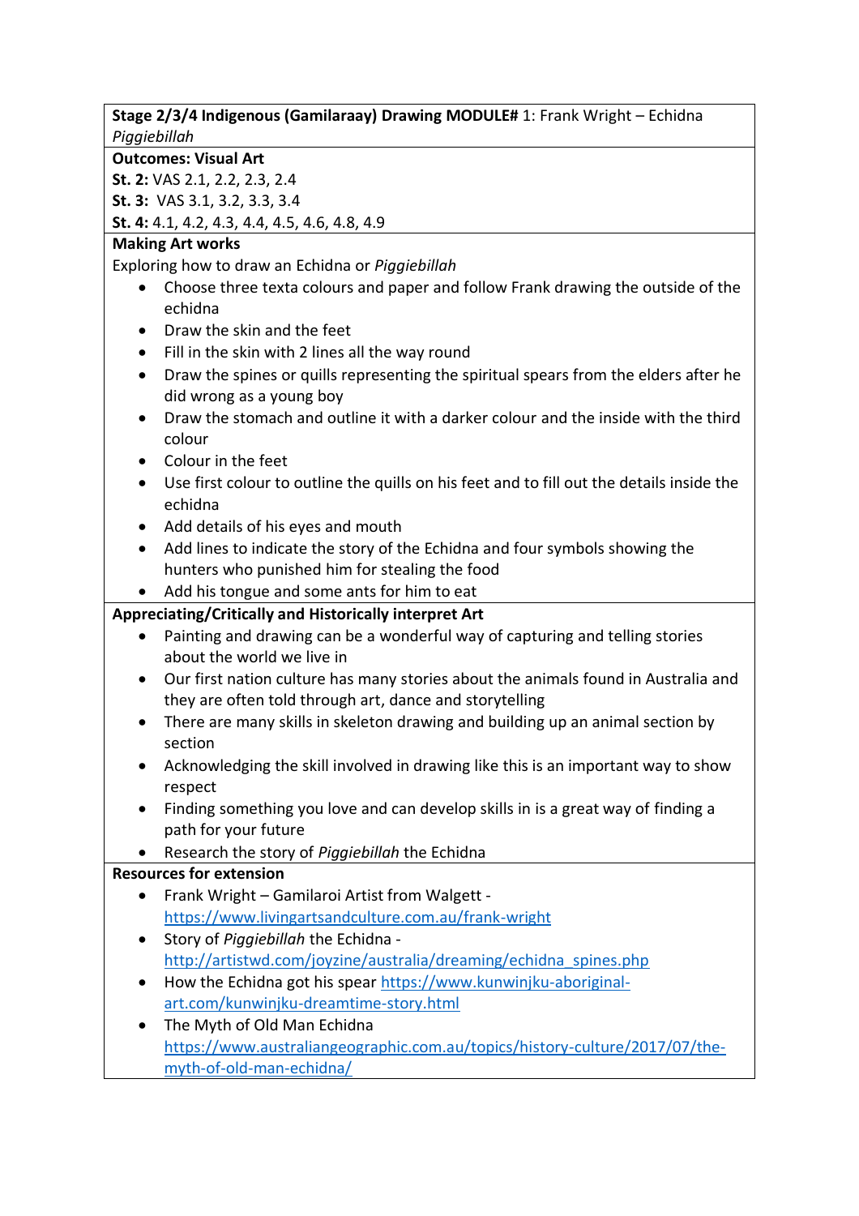**Stage 2/3/4 Indigenous (Gamilaraay) Drawing MODULE#** 1: Frank Wright – Echidna *Piggiebillah*

**Outcomes: Visual Art**

**St. 2:** VAS 2.1, 2.2, 2.3, 2.4

**St. 3:** VAS 3.1, 3.2, 3.3, 3.4

**St. 4:** 4.1, 4.2, 4.3, 4.4, 4.5, 4.6, 4.8, 4.9

**Making Art works**

Exploring how to draw an Echidna or *Piggiebillah*

- Choose three texta colours and paper and follow Frank drawing the outside of the echidna
- Draw the skin and the feet
- Fill in the skin with 2 lines all the way round
- Draw the spines or quills representing the spiritual spears from the elders after he did wrong as a young boy
- Draw the stomach and outline it with a darker colour and the inside with the third colour
- Colour in the feet
- Use first colour to outline the quills on his feet and to fill out the details inside the echidna
- Add details of his eyes and mouth
- Add lines to indicate the story of the Echidna and four symbols showing the hunters who punished him for stealing the food
- Add his tongue and some ants for him to eat

**Appreciating/Critically and Historically interpret Art**

- Painting and drawing can be a wonderful way of capturing and telling stories about the world we live in
- Our first nation culture has many stories about the animals found in Australia and they are often told through art, dance and storytelling
- There are many skills in skeleton drawing and building up an animal section by section
- Acknowledging the skill involved in drawing like this is an important way to show respect
- Finding something you love and can develop skills in is a great way of finding a path for your future
- Research the story of *Piggiebillah* the Echidna

**Resources for extension**

- Frank Wright – Gamilaroi Artist from Walgett - https://www.livingartsandculture.com.au/frank-wright
- Story of *Piggiebillah* the Echidna - http://artistwd.com/joyzine/australia/dreaming/echidna_spines.php
- How the Echidna got his spear https://www.kunwinjku-aboriginal-art.com/kunwinjku-dreamtime-story.html
- The Myth of Old Man Echidna https://www.australiangeographic.com.au/topics/history-culture/2017/07/the-myth-of-old-man-echidna/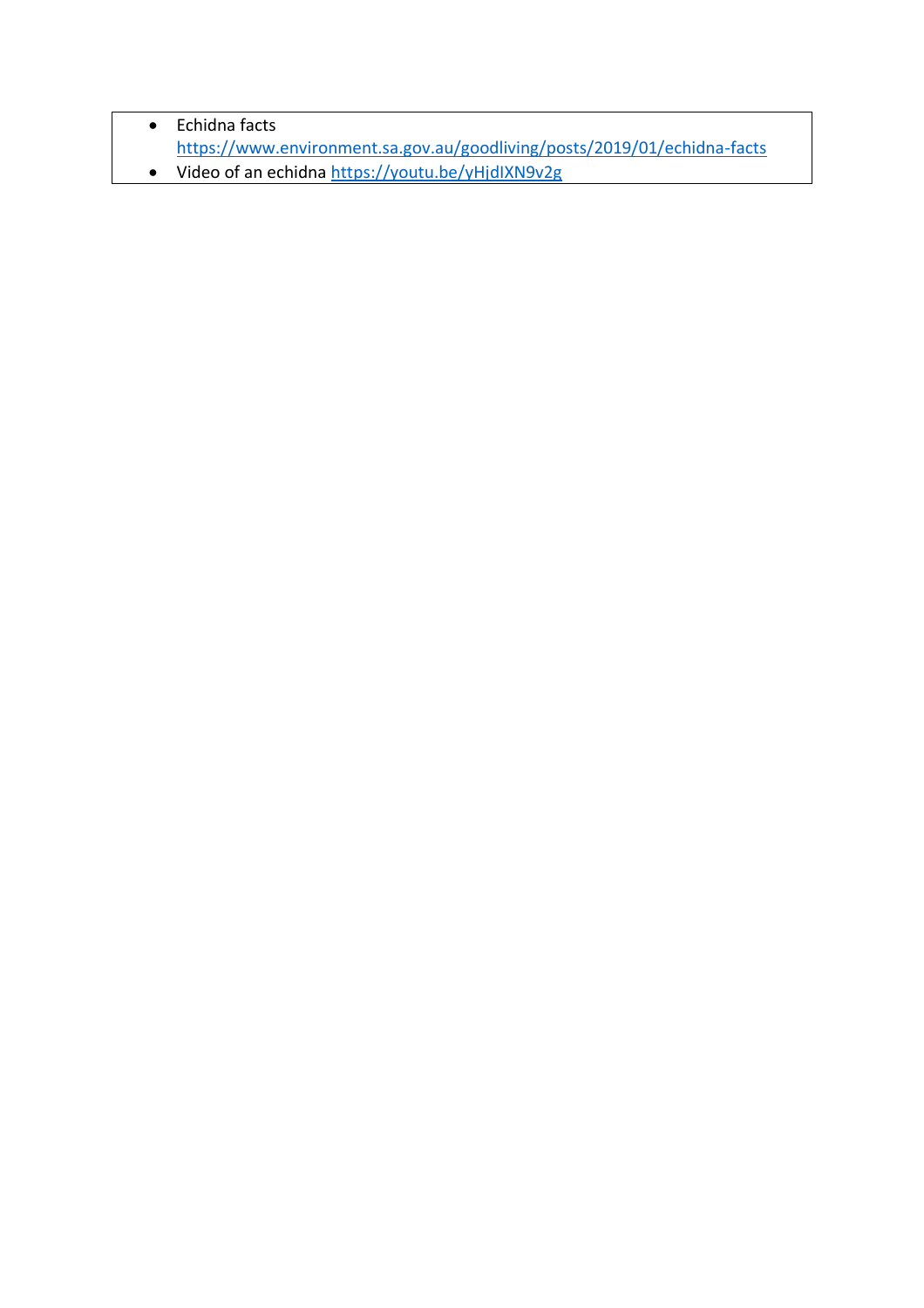- Echidna facts https://www.environment.sa.gov.au/goodliving/posts/2019/01/echidna-facts
- Video of an echidna https://youtu.be/yHjdIXN9v2g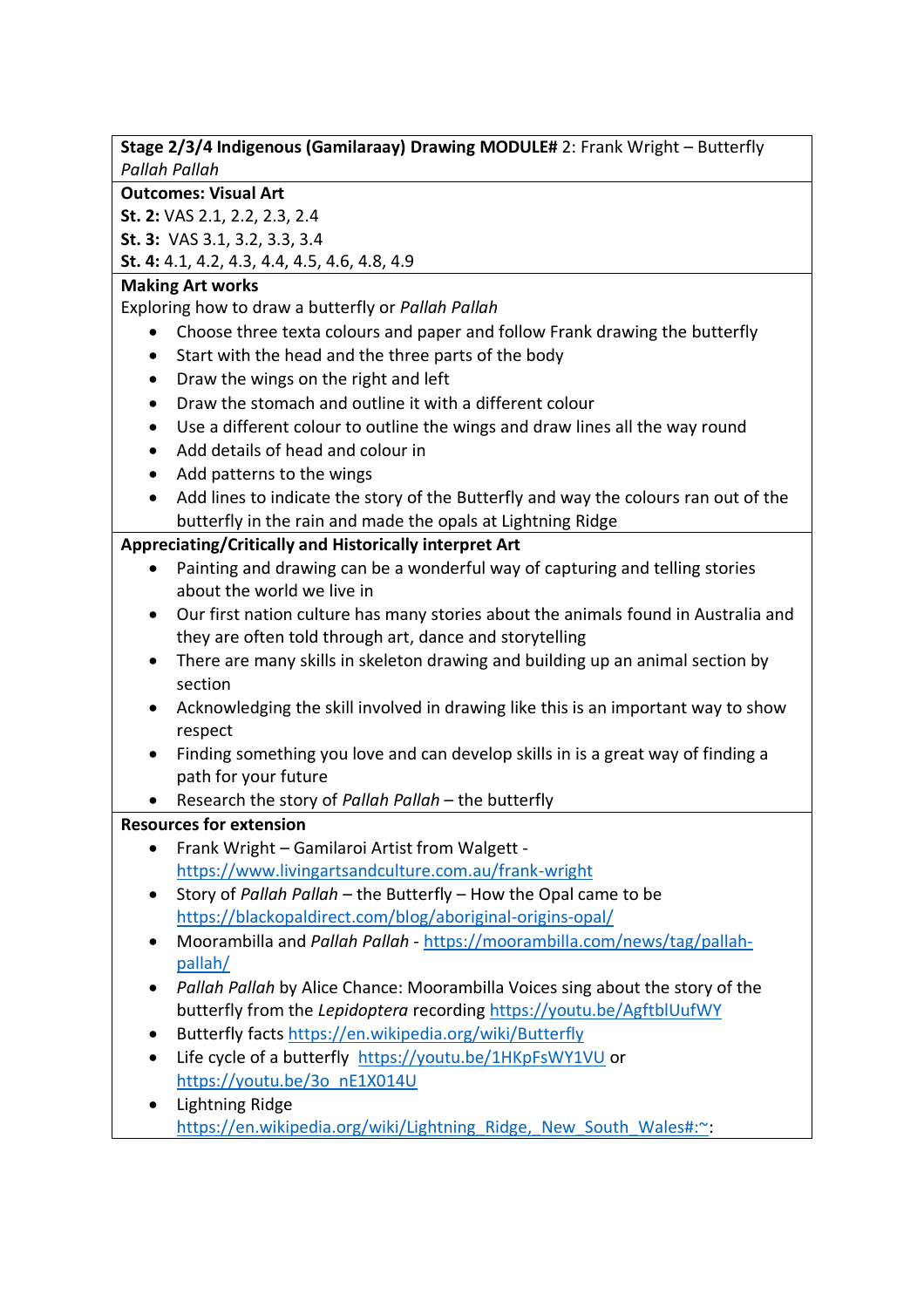**Stage 2/3/4 Indigenous (Gamilaraay) Drawing MODULE#** 2: Frank Wright – Butterfly *Pallah Pallah*

**Outcomes: Visual Art**

**St. 2:** VAS 2.1, 2.2, 2.3, 2.4

**St. 3:** VAS 3.1, 3.2, 3.3, 3.4

**St. 4:** 4.1, 4.2, 4.3, 4.4, 4.5, 4.6, 4.8, 4.9

**Making Art works**

Exploring how to draw a butterfly or *Pallah Pallah*

- Choose three texta colours and paper and follow Frank drawing the butterfly
- Start with the head and the three parts of the body
- Draw the wings on the right and left
- Draw the stomach and outline it with a different colour
- Use a different colour to outline the wings and draw lines all the way round
- Add details of head and colour in
- Add patterns to the wings
- Add lines to indicate the story of the Butterfly and way the colours ran out of the butterfly in the rain and made the opals at Lightning Ridge

**Appreciating/Critically and Historically interpret Art**

- Painting and drawing can be a wonderful way of capturing and telling stories about the world we live in
- Our first nation culture has many stories about the animals found in Australia and they are often told through art, dance and storytelling
- There are many skills in skeleton drawing and building up an animal section by section
- Acknowledging the skill involved in drawing like this is an important way to show respect
- Finding something you love and can develop skills in is a great way of finding a path for your future
- Research the story of *Pallah Pallah* – the butterfly

**Resources for extension**

- Frank Wright – Gamilaroi Artist from Walgett - https://www.livingartsandculture.com.au/frank-wright
- Story of *Pallah Pallah* – the Butterfly – How the Opal came to be https://blackopaldirect.com/blog/aboriginal-origins-opal/
- Moorambilla and *Pallah Pallah* - https://moorambilla.com/news/tag/pallah-pallah/
- *Pallah Pallah* by Alice Chance: Moorambilla Voices sing about the story of the butterfly from the *Lepidoptera* recording https://youtu.be/AgftblUufWY
- Butterfly facts https://en.wikipedia.org/wiki/Butterfly
- Life cycle of a butterfly https://youtu.be/1HKpFsWY1VU or https://youtu.be/3o_nE1X014U
- Lightning Ridge https://en.wikipedia.org/wiki/Lightning_Ridge,_New_South_Wales#:~: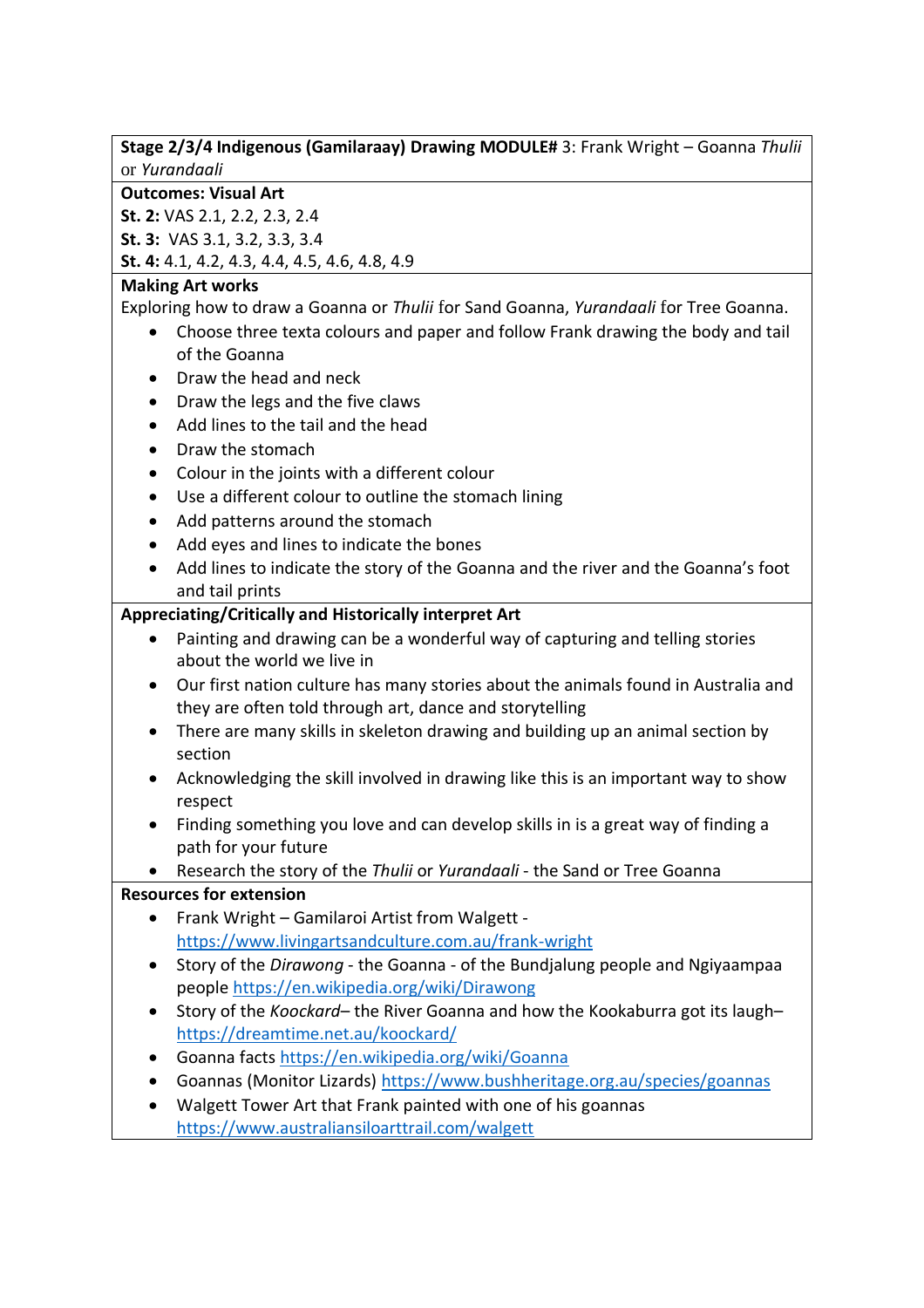**Stage 2/3/4 Indigenous (Gamilaraay) Drawing MODULE#** 3: Frank Wright – Goanna *Thulii* or *Yurandaali*

**Outcomes: Visual Art**

**St. 2:** VAS 2.1, 2.2, 2.3, 2.4

**St. 3:** VAS 3.1, 3.2, 3.3, 3.4

**St. 4:** 4.1, 4.2, 4.3, 4.4, 4.5, 4.6, 4.8, 4.9

**Making Art works**

Exploring how to draw a Goanna or *Thulii* for Sand Goanna, *Yurandaali* for Tree Goanna.

- Choose three texta colours and paper and follow Frank drawing the body and tail of the Goanna
- Draw the head and neck
- Draw the legs and the five claws
- Add lines to the tail and the head
- Draw the stomach
- Colour in the joints with a different colour
- Use a different colour to outline the stomach lining
- Add patterns around the stomach
- Add eyes and lines to indicate the bones
- Add lines to indicate the story of the Goanna and the river and the Goanna's foot and tail prints

**Appreciating/Critically and Historically interpret Art**

- Painting and drawing can be a wonderful way of capturing and telling stories about the world we live in
- Our first nation culture has many stories about the animals found in Australia and they are often told through art, dance and storytelling
- There are many skills in skeleton drawing and building up an animal section by section
- Acknowledging the skill involved in drawing like this is an important way to show respect
- Finding something you love and can develop skills in is a great way of finding a path for your future
- Research the story of the *Thulii* or *Yurandaali* - the Sand or Tree Goanna

**Resources for extension**

- Frank Wright – Gamilaroi Artist from Walgett - https://www.livingartsandculture.com.au/frank-wright
- Story of the *Dirawong* - the Goanna - of the Bundjalung people and Ngiyaampaa people https://en.wikipedia.org/wiki/Dirawong
- Story of the *Koockard*– the River Goanna and how the Kookaburra got its laugh– https://dreamtime.net.au/koockard/
- Goanna facts https://en.wikipedia.org/wiki/Goanna
- Goannas (Monitor Lizards) https://www.bushheritage.org.au/species/goannas
- Walgett Tower Art that Frank painted with one of his goannas https://www.australiansiloarttrail.com/walgett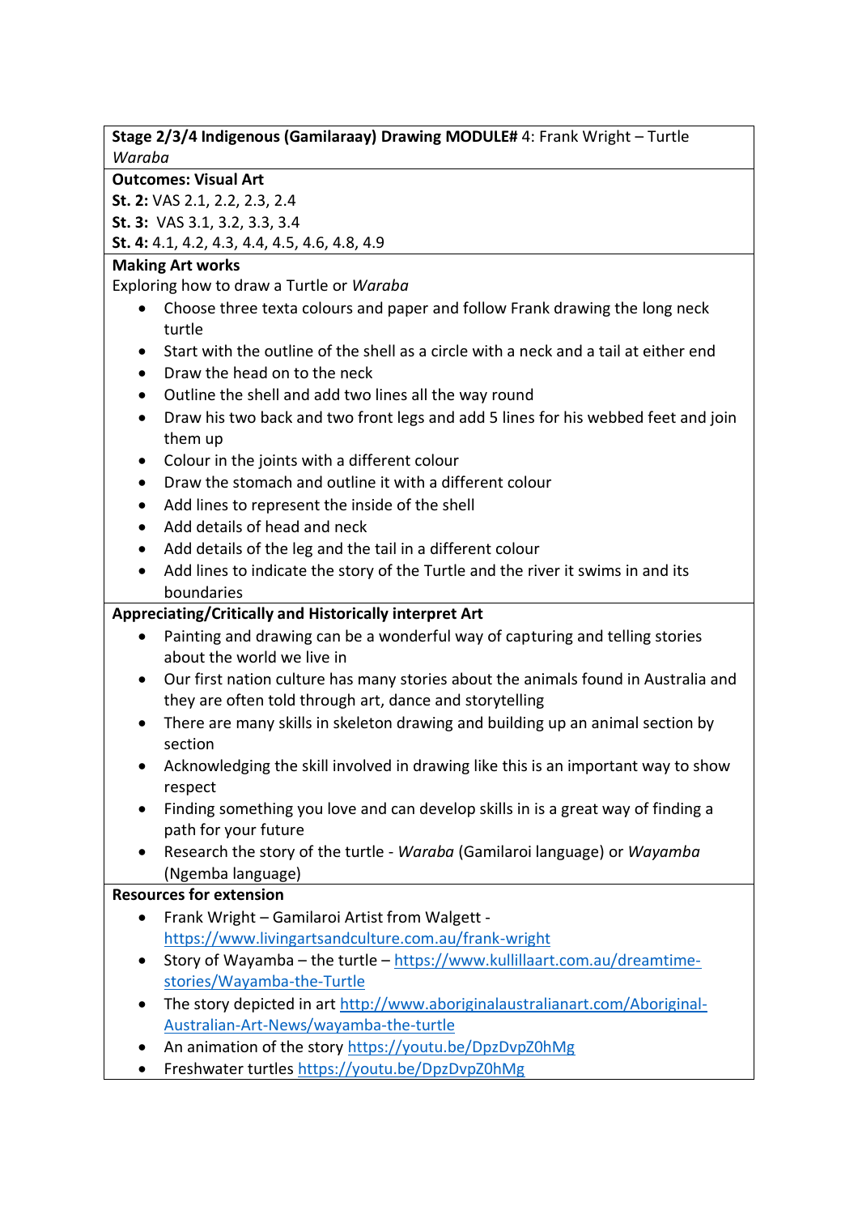**Stage 2/3/4 Indigenous (Gamilaraay) Drawing MODULE#** 4: Frank Wright – Turtle *Waraba*

**Outcomes: Visual Art**

**St. 2:** VAS 2.1, 2.2, 2.3, 2.4

**St. 3:** VAS 3.1, 3.2, 3.3, 3.4

**St. 4:** 4.1, 4.2, 4.3, 4.4, 4.5, 4.6, 4.8, 4.9

**Making Art works**

Exploring how to draw a Turtle or *Waraba*

- Choose three texta colours and paper and follow Frank drawing the long neck turtle
- Start with the outline of the shell as a circle with a neck and a tail at either end
- Draw the head on to the neck
- Outline the shell and add two lines all the way round
- Draw his two back and two front legs and add 5 lines for his webbed feet and join them up
- Colour in the joints with a different colour
- Draw the stomach and outline it with a different colour
- Add lines to represent the inside of the shell
- Add details of head and neck
- Add details of the leg and the tail in a different colour
- Add lines to indicate the story of the Turtle and the river it swims in and its boundaries

**Appreciating/Critically and Historically interpret Art**

- Painting and drawing can be a wonderful way of capturing and telling stories about the world we live in
- Our first nation culture has many stories about the animals found in Australia and they are often told through art, dance and storytelling
- There are many skills in skeleton drawing and building up an animal section by section
- Acknowledging the skill involved in drawing like this is an important way to show respect
- Finding something you love and can develop skills in is a great way of finding a path for your future
- Research the story of the turtle - *Waraba* (Gamilaroi language) or *Wayamba* (Ngemba language)

**Resources for extension**

- Frank Wright – Gamilaroi Artist from Walgett - https://www.livingartsandculture.com.au/frank-wright
- Story of Wayamba – the turtle – https://www.kullillaart.com.au/dreamtime-stories/Wayamba-the-Turtle
- The story depicted in art http://www.aboriginalaustralianart.com/Aboriginal-Australian-Art-News/wayamba-the-turtle
- An animation of the story https://youtu.be/DpzDvpZ0hMg
- Freshwater turtles https://youtu.be/DpzDvpZ0hMg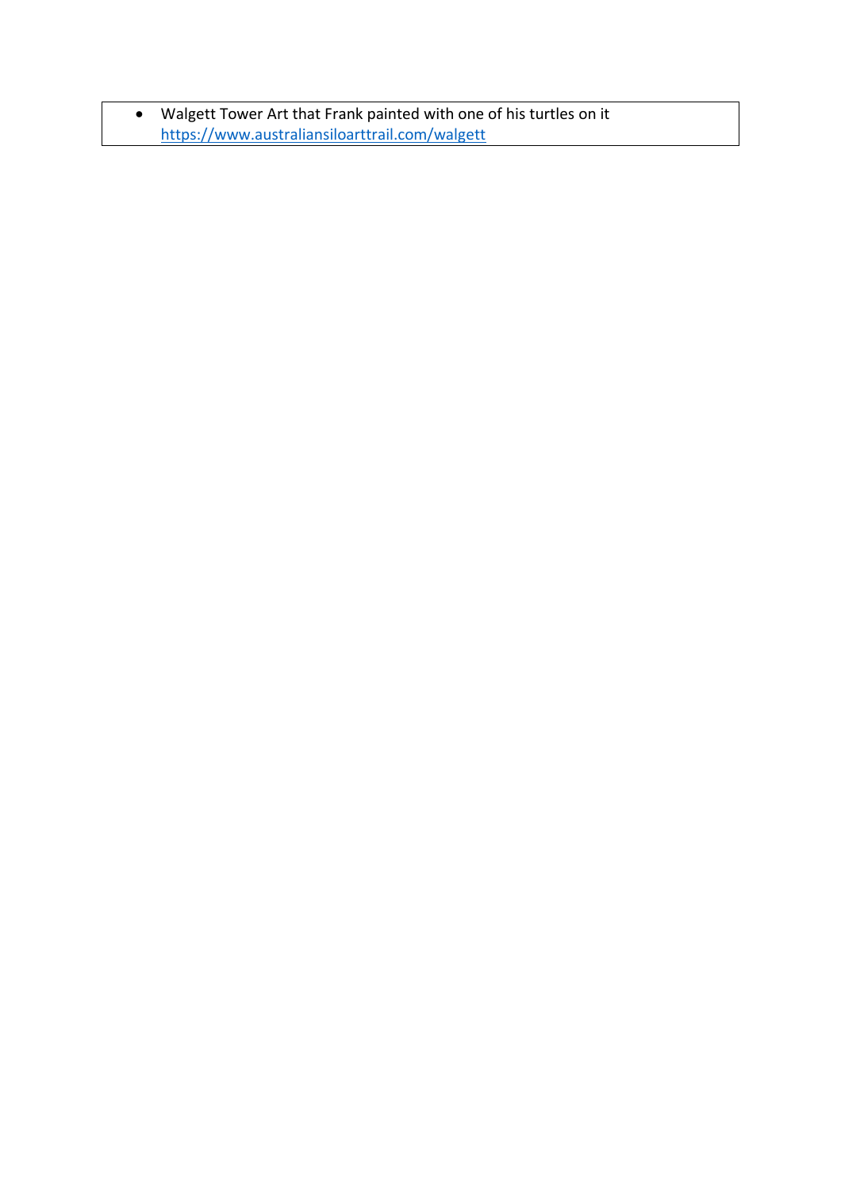- Walgett Tower Art that Frank painted with one of his turtles on it
  https://www.australiansiloarttrail.com/walgett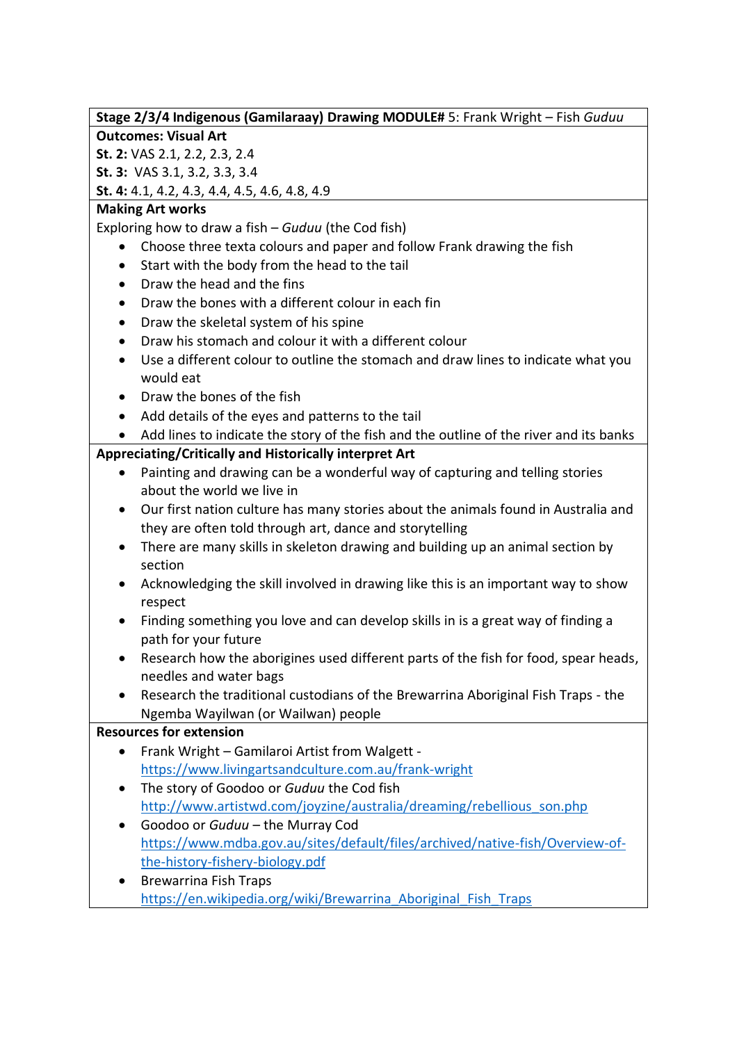**Stage 2/3/4 Indigenous (Gamilaraay) Drawing MODULE#** 5: Frank Wright – Fish *Guduu*

**Outcomes: Visual Art**

**St. 2:** VAS 2.1, 2.2, 2.3, 2.4

**St. 3:** VAS 3.1, 3.2, 3.3, 3.4

**St. 4:** 4.1, 4.2, 4.3, 4.4, 4.5, 4.6, 4.8, 4.9

**Making Art works**

Exploring how to draw a fish – *Guduu* (the Cod fish)

- Choose three texta colours and paper and follow Frank drawing the fish
- Start with the body from the head to the tail
- Draw the head and the fins
- Draw the bones with a different colour in each fin
- Draw the skeletal system of his spine
- Draw his stomach and colour it with a different colour
- Use a different colour to outline the stomach and draw lines to indicate what you would eat
- Draw the bones of the fish
- Add details of the eyes and patterns to the tail
- Add lines to indicate the story of the fish and the outline of the river and its banks

**Appreciating/Critically and Historically interpret Art**

- Painting and drawing can be a wonderful way of capturing and telling stories about the world we live in
- Our first nation culture has many stories about the animals found in Australia and they are often told through art, dance and storytelling
- There are many skills in skeleton drawing and building up an animal section by section
- Acknowledging the skill involved in drawing like this is an important way to show respect
- Finding something you love and can develop skills in is a great way of finding a path for your future
- Research how the aborigines used different parts of the fish for food, spear heads, needles and water bags
- Research the traditional custodians of the Brewarrina Aboriginal Fish Traps - the Ngemba Wayilwan (or Wailwan) people

**Resources for extension**

- Frank Wright – Gamilaroi Artist from Walgett - https://www.livingartsandculture.com.au/frank-wright
- The story of Goodoo or *Guduu* the Cod fish http://www.artistwd.com/joyzine/australia/dreaming/rebellious_son.php
- Goodoo or *Guduu* – the Murray Cod https://www.mdba.gov.au/sites/default/files/archived/native-fish/Overview-of-the-history-fishery-biology.pdf
- Brewarrina Fish Traps https://en.wikipedia.org/wiki/Brewarrina_Aboriginal_Fish_Traps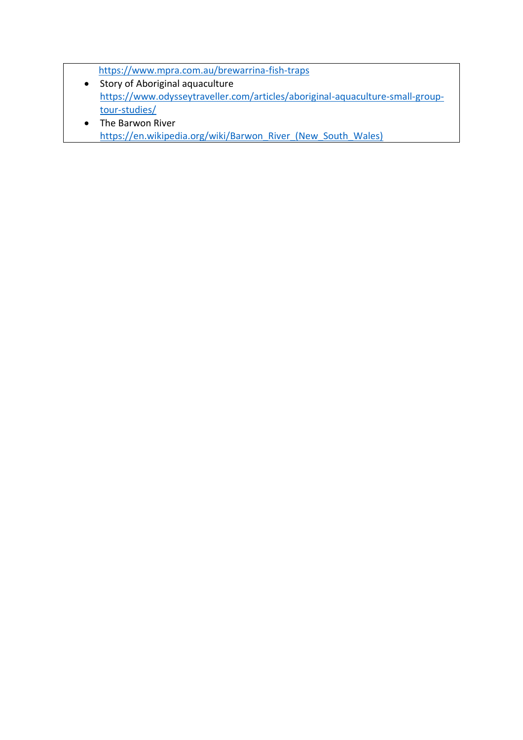https://www.mpra.com.au/brewarrina-fish-traps

- Story of Aboriginal aquaculture
  https://www.odysseytraveller.com/articles/aboriginal-aquaculture-small-group-tour-studies/
- The Barwon River
  https://en.wikipedia.org/wiki/Barwon_River_(New_South_Wales)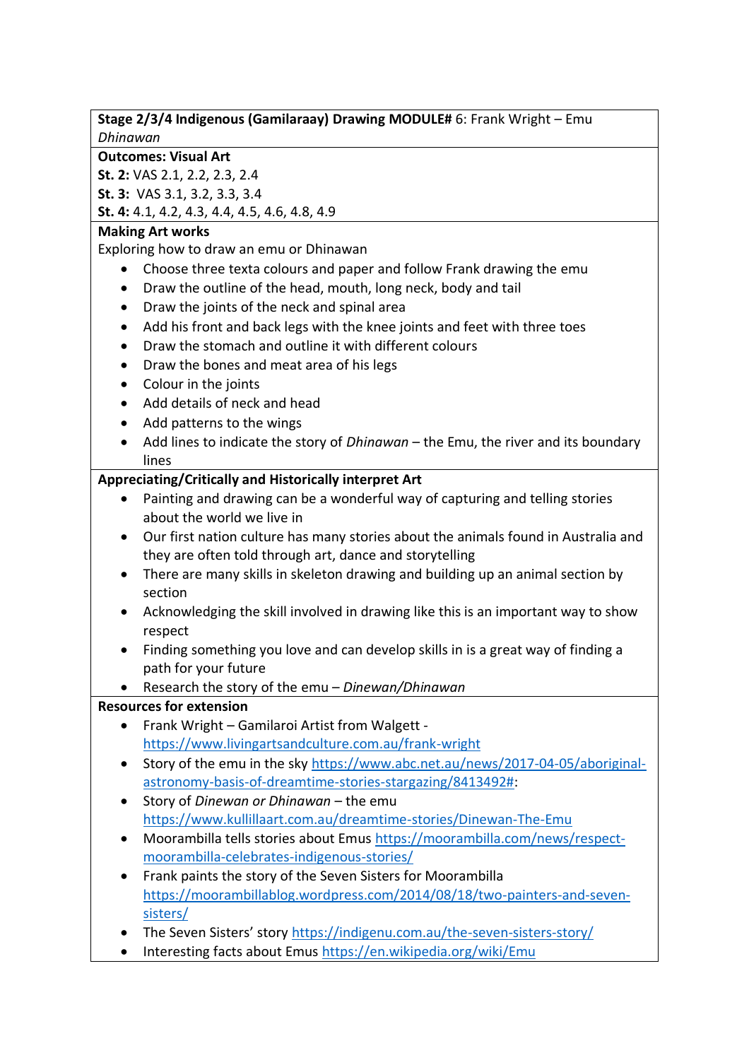**Stage 2/3/4 Indigenous (Gamilaraay) Drawing MODULE#** 6: Frank Wright – Emu *Dhinawan*

**Outcomes: Visual Art**

**St. 2:** VAS 2.1, 2.2, 2.3, 2.4

**St. 3:** VAS 3.1, 3.2, 3.3, 3.4

**St. 4:** 4.1, 4.2, 4.3, 4.4, 4.5, 4.6, 4.8, 4.9

**Making Art works**

Exploring how to draw an emu or Dhinawan

- Choose three texta colours and paper and follow Frank drawing the emu
- Draw the outline of the head, mouth, long neck, body and tail
- Draw the joints of the neck and spinal area
- Add his front and back legs with the knee joints and feet with three toes
- Draw the stomach and outline it with different colours
- Draw the bones and meat area of his legs
- Colour in the joints
- Add details of neck and head
- Add patterns to the wings
- Add lines to indicate the story of *Dhinawan* – the Emu, the river and its boundary lines

**Appreciating/Critically and Historically interpret Art**

- Painting and drawing can be a wonderful way of capturing and telling stories about the world we live in
- Our first nation culture has many stories about the animals found in Australia and they are often told through art, dance and storytelling
- There are many skills in skeleton drawing and building up an animal section by section
- Acknowledging the skill involved in drawing like this is an important way to show respect
- Finding something you love and can develop skills in is a great way of finding a path for your future
- Research the story of the emu – *Dinewan/Dhinawan*

**Resources for extension**

- Frank Wright – Gamilaroi Artist from Walgett - https://www.livingartsandculture.com.au/frank-wright
- Story of the emu in the sky https://www.abc.net.au/news/2017-04-05/aboriginal-astronomy-basis-of-dreamtime-stories-stargazing/8413492#:
- Story of *Dinewan or Dhinawan* – the emu https://www.kullillaart.com.au/dreamtime-stories/Dinewan-The-Emu
- Moorambilla tells stories about Emus https://moorambilla.com/news/respect-moorambilla-celebrates-indigenous-stories/
- Frank paints the story of the Seven Sisters for Moorambilla https://moorambillablog.wordpress.com/2014/08/18/two-painters-and-seven-sisters/
- The Seven Sisters' story https://indigenu.com.au/the-seven-sisters-story/
- Interesting facts about Emus https://en.wikipedia.org/wiki/Emu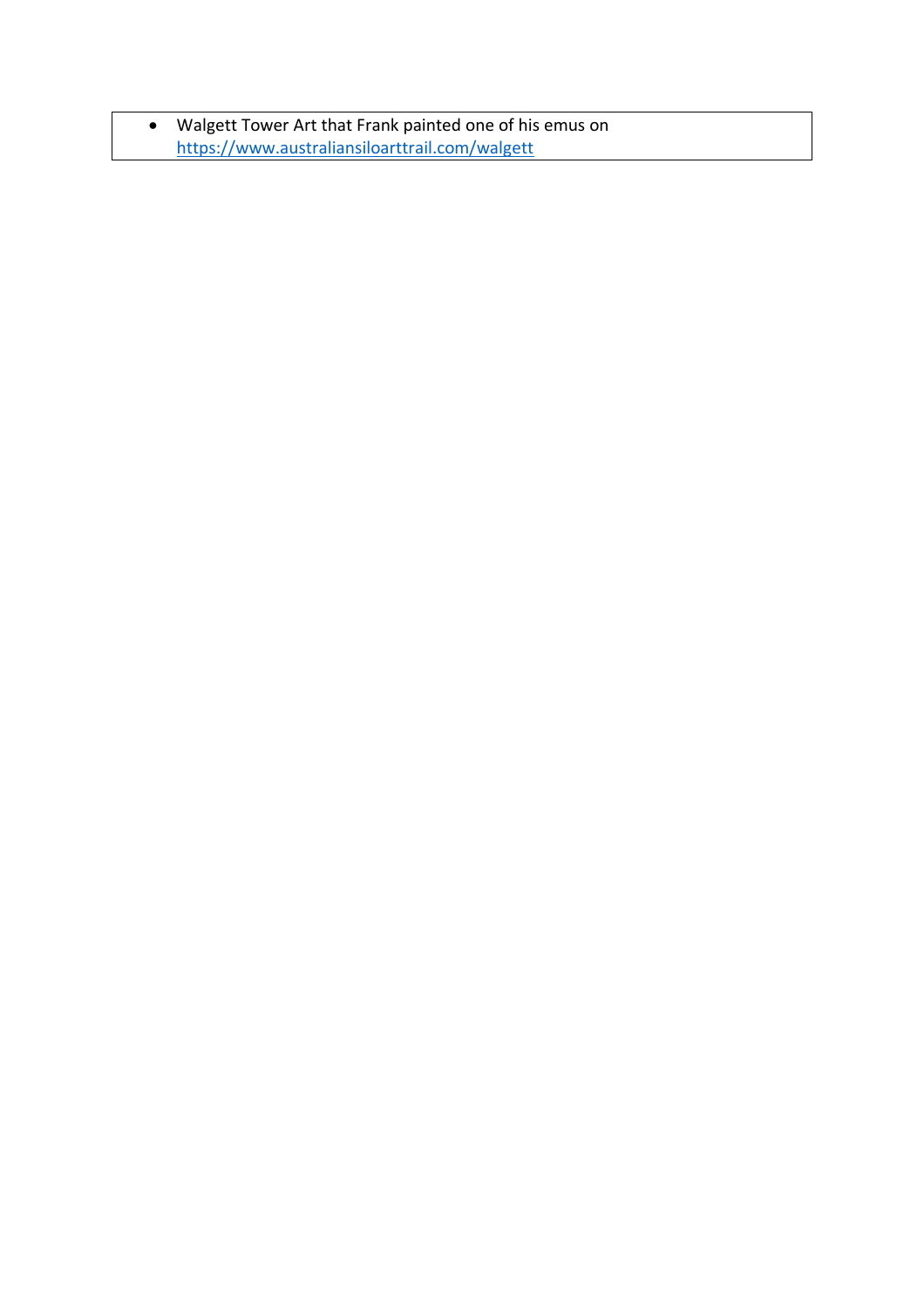- Walgett Tower Art that Frank painted one of his emus on https://www.australiansiloarttrail.com/walgett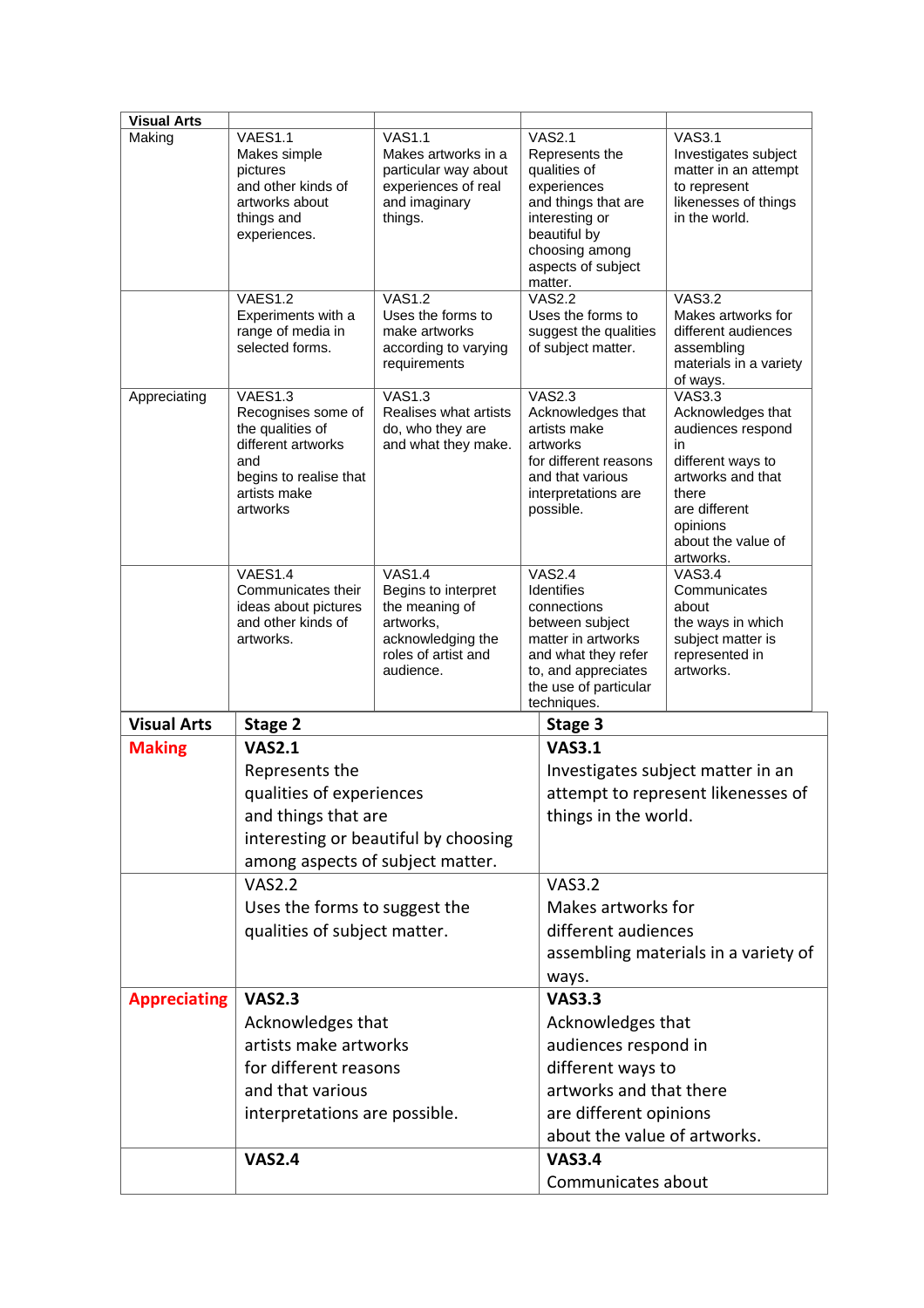| Visual Arts | | | | |
|---|---|---|---|---|
| Making | VAES1.1 Makes simple pictures and other kinds of artworks about things and experiences. | VAS1.1 Makes artworks in a particular way about experiences of real and imaginary things. | VAS2.1 Represents the qualities of experiences and things that are interesting or beautiful by choosing among aspects of subject matter. | VAS3.1 Investigates subject matter in an attempt to represent likenesses of things in the world. |
| | VAES1.2 Experiments with a range of media in selected forms. | VAS1.2 Uses the forms to make artworks according to varying requirements | VAS2.2 Uses the forms to suggest the qualities of subject matter. | VAS3.2 Makes artworks for different audiences assembling materials in a variety of ways. |
| Appreciating | VAES1.3 Recognises some of the qualities of different artworks and begins to realise that artists make artworks | VAS1.3 Realises what artists do, who they are and what they make. | VAS2.3 Acknowledges that artists make artworks for different reasons and that various interpretations are possible. | VAS3.3 Acknowledges that audiences respond in different ways to artworks and that there are different opinions about the value of artworks. |
| | VAES1.4 Communicates their ideas about pictures and other kinds of artworks. | VAS1.4 Begins to interpret the meaning of artworks, acknowledging the roles of artist and audience. | VAS2.4 Identifies connections between subject matter in artworks and what they refer to, and appreciates the use of particular techniques. | VAS3.4 Communicates about the ways in which subject matter is represented in artworks. |

| **Visual Arts** | **Stage 2** | **Stage 3** |
|---|---|---|
| **Making** | **VAS2.1** Represents the qualities of experiences and things that are interesting or beautiful by choosing among aspects of subject matter. | **VAS3.1** Investigates subject matter in an attempt to represent likenesses of things in the world. |
| | VAS2.2 Uses the forms to suggest the qualities of subject matter. | VAS3.2 Makes artworks for different audiences assembling materials in a variety of ways. |
| **Appreciating** | **VAS2.3** Acknowledges that artists make artworks for different reasons and that various interpretations are possible. | **VAS3.3** Acknowledges that audiences respond in different ways to artworks and that there are different opinions about the value of artworks. |
| | **VAS2.4** | **VAS3.4** Communicates about |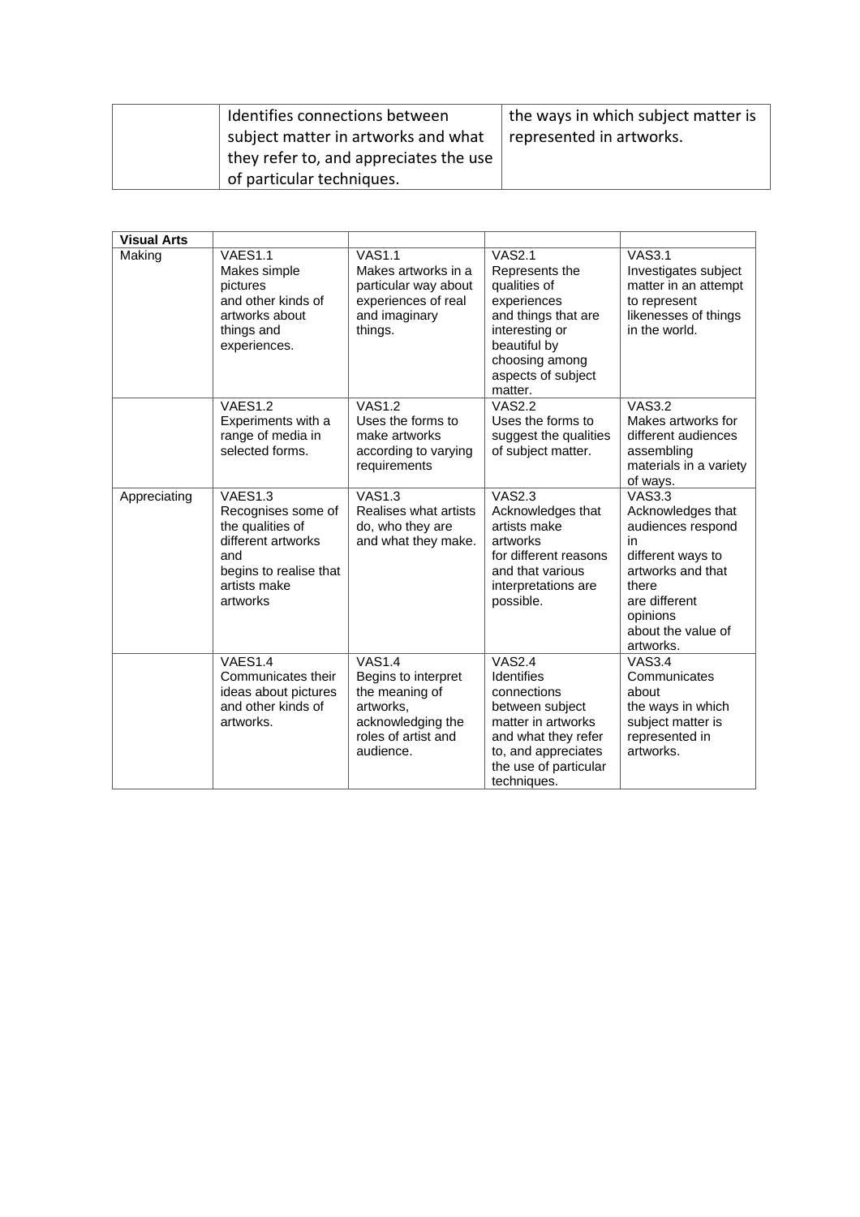| | | |
|---|---|---|
| | Identifies connections between subject matter in artworks and what they refer to, and appreciates the use of particular techniques. | the ways in which subject matter is represented in artworks. |

| **Visual Arts** | | | | |
|---|---|---|---|---|
| Making | VAES1.1 Makes simple pictures and other kinds of artworks about things and experiences. | VAS1.1 Makes artworks in a particular way about experiences of real and imaginary things. | VAS2.1 Represents the qualities of experiences and things that are interesting or beautiful by choosing among aspects of subject matter. | VAS3.1 Investigates subject matter in an attempt to represent likenesses of things in the world. |
| | VAES1.2 Experiments with a range of media in selected forms. | VAS1.2 Uses the forms to make artworks according to varying requirements | VAS2.2 Uses the forms to suggest the qualities of subject matter. | VAS3.2 Makes artworks for different audiences assembling materials in a variety of ways. |
| Appreciating | VAES1.3 Recognises some of the qualities of different artworks and begins to realise that artists make artworks | VAS1.3 Realises what artists do, who they are and what they make. | VAS2.3 Acknowledges that artists make artworks for different reasons and that various interpretations are possible. | VAS3.3 Acknowledges that audiences respond in different ways to artworks and that there are different opinions about the value of artworks. |
| | VAES1.4 Communicates their ideas about pictures and other kinds of artworks. | VAS1.4 Begins to interpret the meaning of artworks, acknowledging the roles of artist and audience. | VAS2.4 Identifies connections between subject matter in artworks and what they refer to, and appreciates the use of particular techniques. | VAS3.4 Communicates about the ways in which subject matter is represented in artworks. |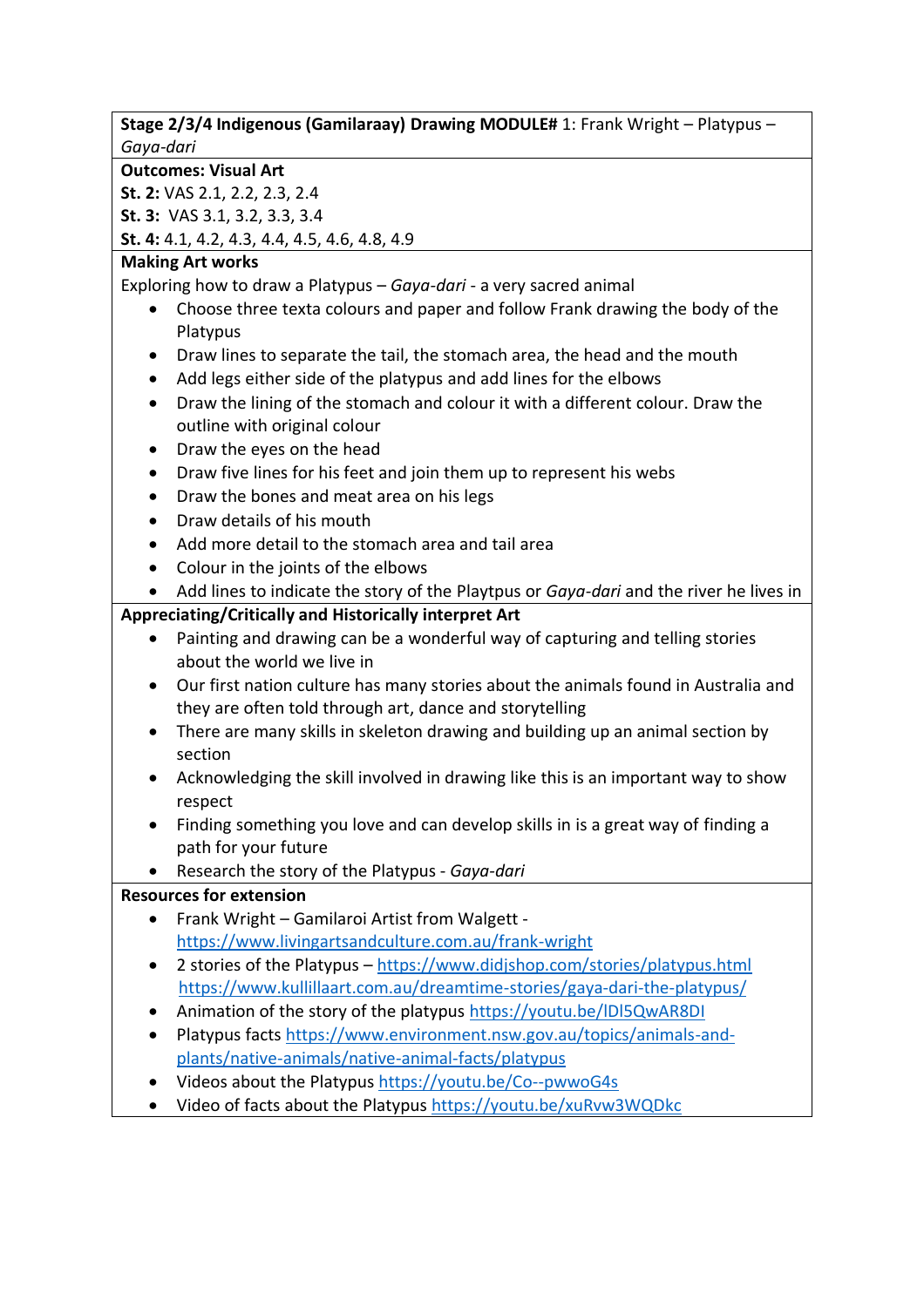**Stage 2/3/4 Indigenous (Gamilaraay) Drawing MODULE#** 1: Frank Wright – Platypus – *Gaya-dari*

**Outcomes: Visual Art**

**St. 2:** VAS 2.1, 2.2, 2.3, 2.4

**St. 3:** VAS 3.1, 3.2, 3.3, 3.4

**St. 4:** 4.1, 4.2, 4.3, 4.4, 4.5, 4.6, 4.8, 4.9

**Making Art works**

Exploring how to draw a Platypus – *Gaya-dari* - a very sacred animal

- Choose three texta colours and paper and follow Frank drawing the body of the Platypus
- Draw lines to separate the tail, the stomach area, the head and the mouth
- Add legs either side of the platypus and add lines for the elbows
- Draw the lining of the stomach and colour it with a different colour. Draw the outline with original colour
- Draw the eyes on the head
- Draw five lines for his feet and join them up to represent his webs
- Draw the bones and meat area on his legs
- Draw details of his mouth
- Add more detail to the stomach area and tail area
- Colour in the joints of the elbows
- Add lines to indicate the story of the Playtpus or *Gaya-dari* and the river he lives in

**Appreciating/Critically and Historically interpret Art**

- Painting and drawing can be a wonderful way of capturing and telling stories about the world we live in
- Our first nation culture has many stories about the animals found in Australia and they are often told through art, dance and storytelling
- There are many skills in skeleton drawing and building up an animal section by section
- Acknowledging the skill involved in drawing like this is an important way to show respect
- Finding something you love and can develop skills in is a great way of finding a path for your future
- Research the story of the Platypus - *Gaya-dari*

**Resources for extension**

- Frank Wright – Gamilaroi Artist from Walgett - https://www.livingartsandculture.com.au/frank-wright
- 2 stories of the Platypus – https://www.didjshop.com/stories/platypus.html https://www.kullillaart.com.au/dreamtime-stories/gaya-dari-the-platypus/
- Animation of the story of the platypus https://youtu.be/lDl5QwAR8DI
- Platypus facts https://www.environment.nsw.gov.au/topics/animals-and-plants/native-animals/native-animal-facts/platypus
- Videos about the Platypus https://youtu.be/Co--pwwoG4s
- Video of facts about the Platypus https://youtu.be/xuRvw3WQDkc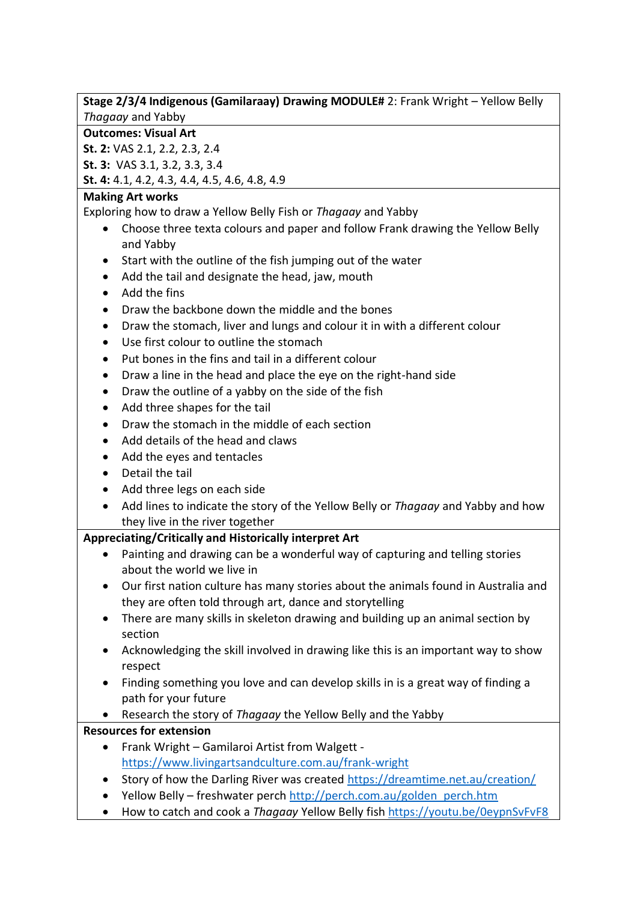**Stage 2/3/4 Indigenous (Gamilaraay) Drawing MODULE#** 2: Frank Wright – Yellow Belly *Thagaay* and Yabby

**Outcomes: Visual Art**

**St. 2:** VAS 2.1, 2.2, 2.3, 2.4

**St. 3:** VAS 3.1, 3.2, 3.3, 3.4

**St. 4:** 4.1, 4.2, 4.3, 4.4, 4.5, 4.6, 4.8, 4.9

**Making Art works**

Exploring how to draw a Yellow Belly Fish or *Thagaay* and Yabby

- Choose three texta colours and paper and follow Frank drawing the Yellow Belly and Yabby
- Start with the outline of the fish jumping out of the water
- Add the tail and designate the head, jaw, mouth
- Add the fins
- Draw the backbone down the middle and the bones
- Draw the stomach, liver and lungs and colour it in with a different colour
- Use first colour to outline the stomach
- Put bones in the fins and tail in a different colour
- Draw a line in the head and place the eye on the right-hand side
- Draw the outline of a yabby on the side of the fish
- Add three shapes for the tail
- Draw the stomach in the middle of each section
- Add details of the head and claws
- Add the eyes and tentacles
- Detail the tail
- Add three legs on each side
- Add lines to indicate the story of the Yellow Belly or *Thagaay* and Yabby and how they live in the river together

**Appreciating/Critically and Historically interpret Art**

- Painting and drawing can be a wonderful way of capturing and telling stories about the world we live in
- Our first nation culture has many stories about the animals found in Australia and they are often told through art, dance and storytelling
- There are many skills in skeleton drawing and building up an animal section by section
- Acknowledging the skill involved in drawing like this is an important way to show respect
- Finding something you love and can develop skills in is a great way of finding a path for your future
- Research the story of *Thagaay* the Yellow Belly and the Yabby

**Resources for extension**

- Frank Wright – Gamilaroi Artist from Walgett - https://www.livingartsandculture.com.au/frank-wright
- Story of how the Darling River was created https://dreamtime.net.au/creation/
- Yellow Belly – freshwater perch http://perch.com.au/golden_perch.htm
- How to catch and cook a *Thagaay* Yellow Belly fish https://youtu.be/0eypnSvFvF8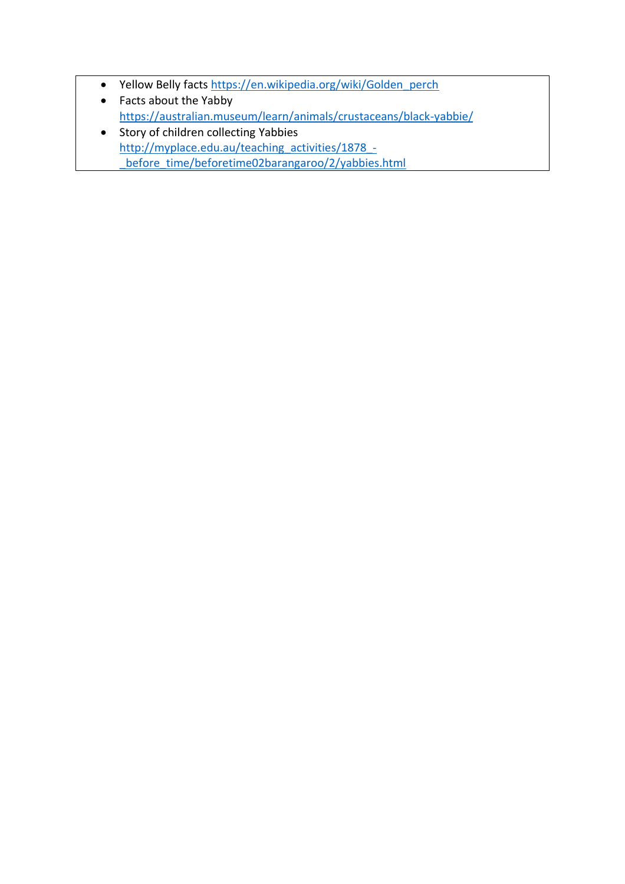- Yellow Belly facts https://en.wikipedia.org/wiki/Golden_perch
- Facts about the Yabby https://australian.museum/learn/animals/crustaceans/black-yabbie/
- Story of children collecting Yabbies http://myplace.edu.au/teaching_activities/1878_-_before_time/beforetime02barangaroo/2/yabbies.html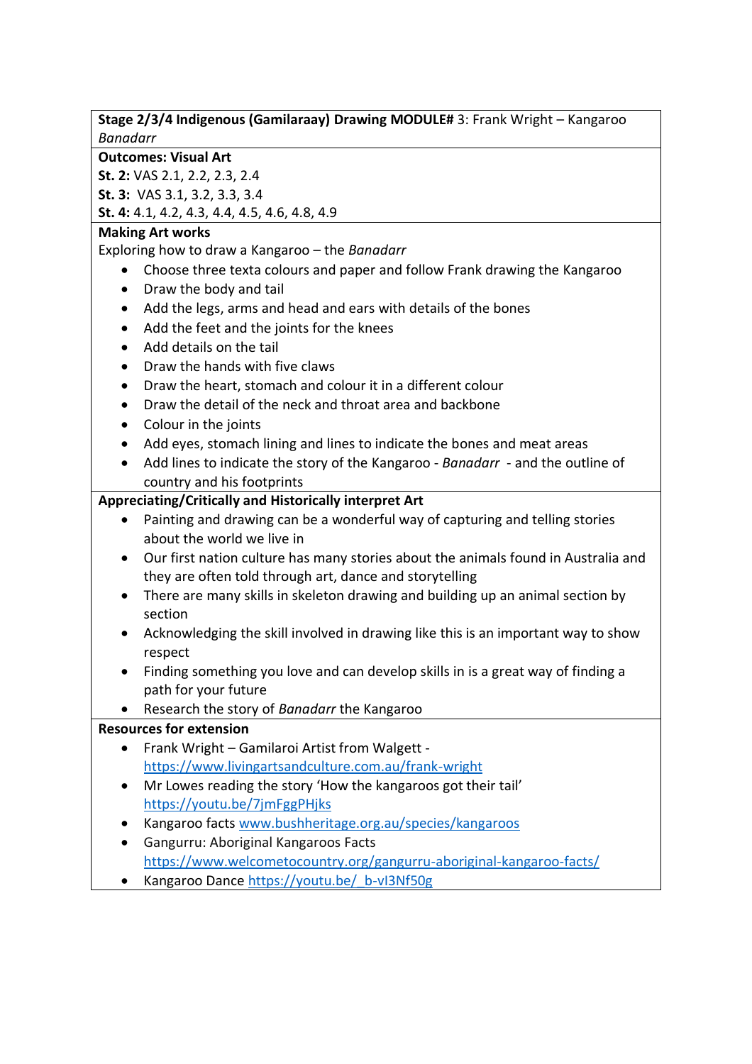**Stage 2/3/4 Indigenous (Gamilaraay) Drawing MODULE#** 3: Frank Wright – Kangaroo *Banadarr*

**Outcomes: Visual Art**

**St. 2:** VAS 2.1, 2.2, 2.3, 2.4

**St. 3:** VAS 3.1, 3.2, 3.3, 3.4

**St. 4:** 4.1, 4.2, 4.3, 4.4, 4.5, 4.6, 4.8, 4.9

**Making Art works**

Exploring how to draw a Kangaroo – the *Banadarr*

- Choose three texta colours and paper and follow Frank drawing the Kangaroo
- Draw the body and tail
- Add the legs, arms and head and ears with details of the bones
- Add the feet and the joints for the knees
- Add details on the tail
- Draw the hands with five claws
- Draw the heart, stomach and colour it in a different colour
- Draw the detail of the neck and throat area and backbone
- Colour in the joints
- Add eyes, stomach lining and lines to indicate the bones and meat areas
- Add lines to indicate the story of the Kangaroo - *Banadarr* - and the outline of country and his footprints

**Appreciating/Critically and Historically interpret Art**

- Painting and drawing can be a wonderful way of capturing and telling stories about the world we live in
- Our first nation culture has many stories about the animals found in Australia and they are often told through art, dance and storytelling
- There are many skills in skeleton drawing and building up an animal section by section
- Acknowledging the skill involved in drawing like this is an important way to show respect
- Finding something you love and can develop skills in is a great way of finding a path for your future
- Research the story of *Banadarr* the Kangaroo

**Resources for extension**

- Frank Wright – Gamilaroi Artist from Walgett - https://www.livingartsandculture.com.au/frank-wright
- Mr Lowes reading the story 'How the kangaroos got their tail' https://youtu.be/7jmFggPHjks
- Kangaroo facts www.bushheritage.org.au/species/kangaroos
- Gangurru: Aboriginal Kangaroos Facts https://www.welcometocountry.org/gangurru-aboriginal-kangaroo-facts/
- Kangaroo Dance https://youtu.be/_b-vI3Nf50g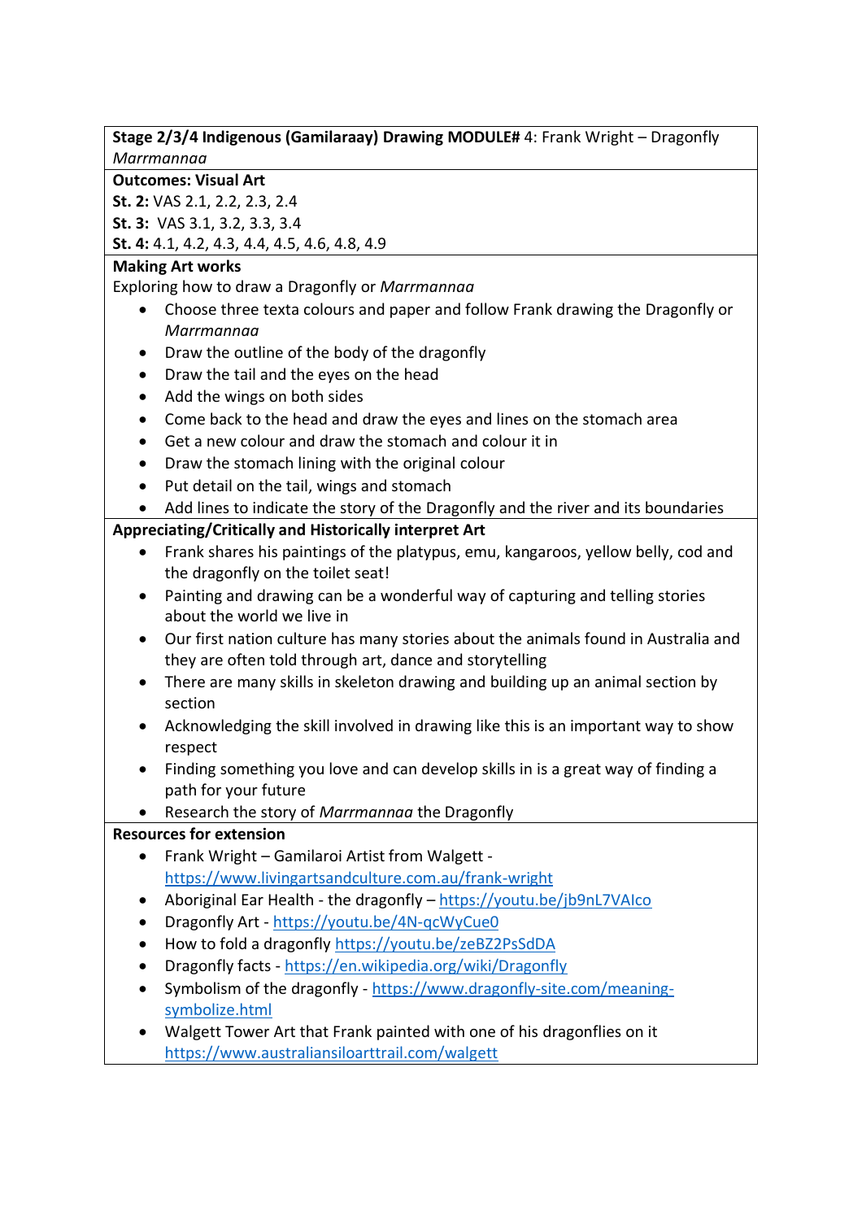**Stage 2/3/4 Indigenous (Gamilaraay) Drawing MODULE#** 4: Frank Wright – Dragonfly *Marrmannaa*

**Outcomes: Visual Art**

**St. 2:** VAS 2.1, 2.2, 2.3, 2.4

**St. 3:** VAS 3.1, 3.2, 3.3, 3.4

**St. 4:** 4.1, 4.2, 4.3, 4.4, 4.5, 4.6, 4.8, 4.9

**Making Art works**

Exploring how to draw a Dragonfly or *Marrmannaa*

- Choose three texta colours and paper and follow Frank drawing the Dragonfly or *Marrmannaa*
- Draw the outline of the body of the dragonfly
- Draw the tail and the eyes on the head
- Add the wings on both sides
- Come back to the head and draw the eyes and lines on the stomach area
- Get a new colour and draw the stomach and colour it in
- Draw the stomach lining with the original colour
- Put detail on the tail, wings and stomach
- Add lines to indicate the story of the Dragonfly and the river and its boundaries

**Appreciating/Critically and Historically interpret Art**

- Frank shares his paintings of the platypus, emu, kangaroos, yellow belly, cod and the dragonfly on the toilet seat!
- Painting and drawing can be a wonderful way of capturing and telling stories about the world we live in
- Our first nation culture has many stories about the animals found in Australia and they are often told through art, dance and storytelling
- There are many skills in skeleton drawing and building up an animal section by section
- Acknowledging the skill involved in drawing like this is an important way to show respect
- Finding something you love and can develop skills in is a great way of finding a path for your future
- Research the story of *Marrmannaa* the Dragonfly

**Resources for extension**

- Frank Wright – Gamilaroi Artist from Walgett - https://www.livingartsandculture.com.au/frank-wright
- Aboriginal Ear Health - the dragonfly – https://youtu.be/jb9nL7VAIco
- Dragonfly Art - https://youtu.be/4N-qcWyCue0
- How to fold a dragonfly https://youtu.be/zeBZ2PsSdDA
- Dragonfly facts - https://en.wikipedia.org/wiki/Dragonfly
- Symbolism of the dragonfly - https://www.dragonfly-site.com/meaning-symbolize.html
- Walgett Tower Art that Frank painted with one of his dragonflies on it https://www.australiansiloarttrail.com/walgett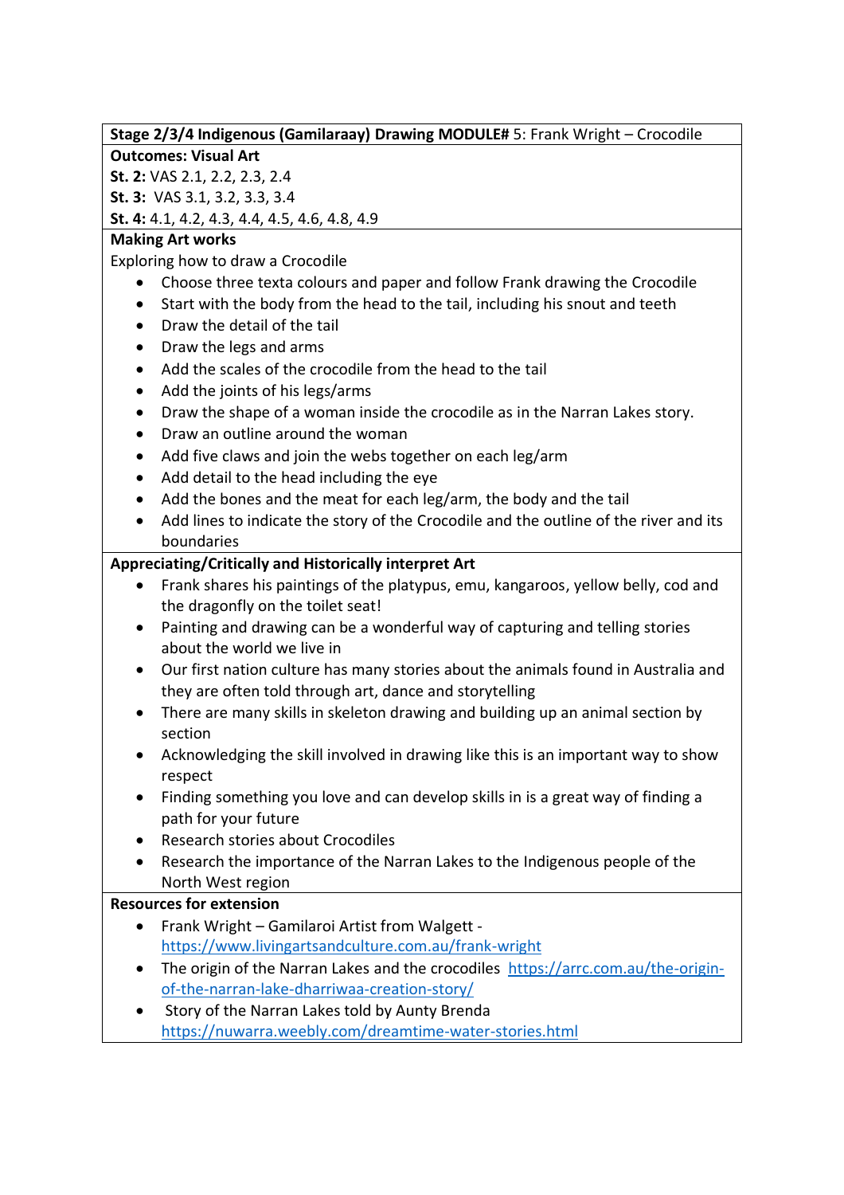**Stage 2/3/4 Indigenous (Gamilaraay) Drawing MODULE#** 5: Frank Wright – Crocodile

**Outcomes: Visual Art**

**St. 2:** VAS 2.1, 2.2, 2.3, 2.4

**St. 3:** VAS 3.1, 3.2, 3.3, 3.4

**St. 4:** 4.1, 4.2, 4.3, 4.4, 4.5, 4.6, 4.8, 4.9

**Making Art works**

Exploring how to draw a Crocodile

- Choose three texta colours and paper and follow Frank drawing the Crocodile
- Start with the body from the head to the tail, including his snout and teeth
- Draw the detail of the tail
- Draw the legs and arms
- Add the scales of the crocodile from the head to the tail
- Add the joints of his legs/arms
- Draw the shape of a woman inside the crocodile as in the Narran Lakes story.
- Draw an outline around the woman
- Add five claws and join the webs together on each leg/arm
- Add detail to the head including the eye
- Add the bones and the meat for each leg/arm, the body and the tail
- Add lines to indicate the story of the Crocodile and the outline of the river and its boundaries

**Appreciating/Critically and Historically interpret Art**

- Frank shares his paintings of the platypus, emu, kangaroos, yellow belly, cod and the dragonfly on the toilet seat!
- Painting and drawing can be a wonderful way of capturing and telling stories about the world we live in
- Our first nation culture has many stories about the animals found in Australia and they are often told through art, dance and storytelling
- There are many skills in skeleton drawing and building up an animal section by section
- Acknowledging the skill involved in drawing like this is an important way to show respect
- Finding something you love and can develop skills in is a great way of finding a path for your future
- Research stories about Crocodiles
- Research the importance of the Narran Lakes to the Indigenous people of the North West region

**Resources for extension**

- Frank Wright – Gamilaroi Artist from Walgett - https://www.livingartsandculture.com.au/frank-wright
- The origin of the Narran Lakes and the crocodiles https://arrc.com.au/the-origin-of-the-narran-lake-dharriwaa-creation-story/
- Story of the Narran Lakes told by Aunty Brenda https://nuwarra.weebly.com/dreamtime-water-stories.html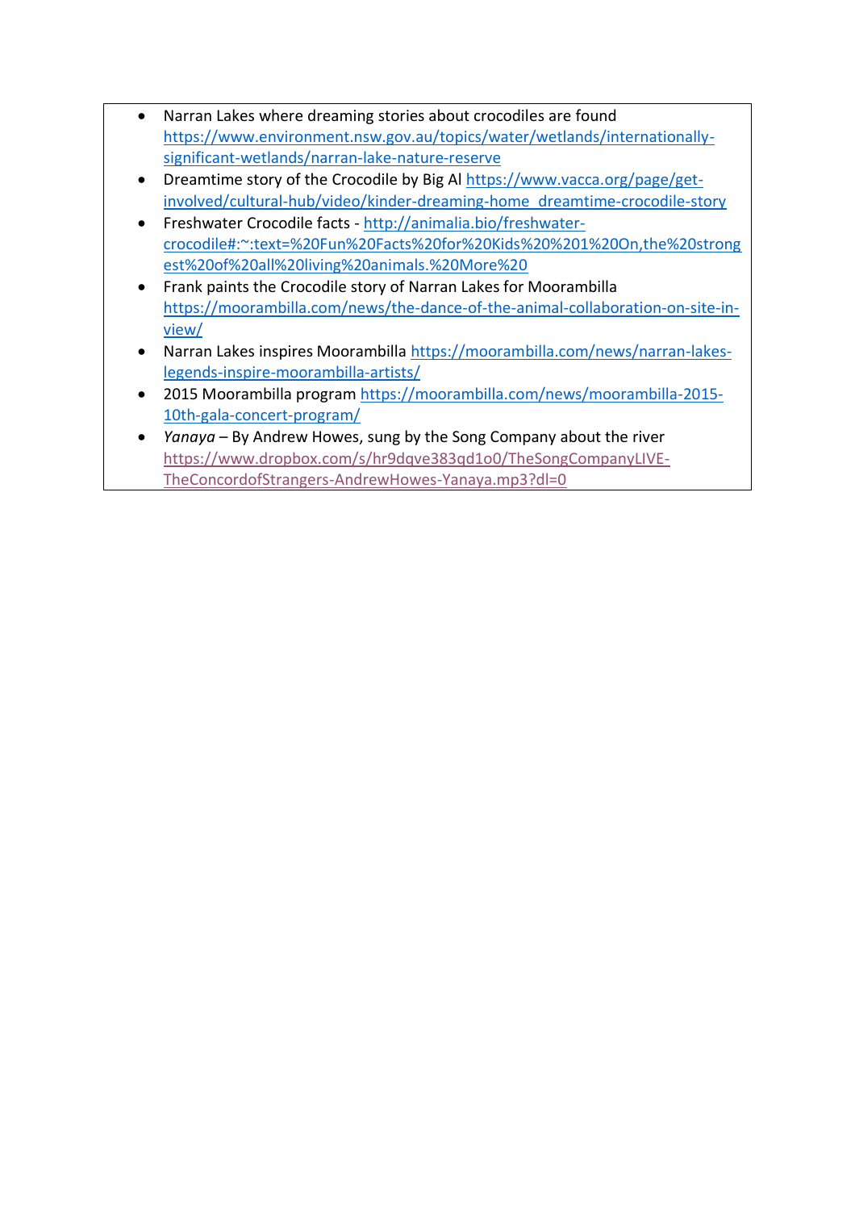- Narran Lakes where dreaming stories about crocodiles are found https://www.environment.nsw.gov.au/topics/water/wetlands/internationally-significant-wetlands/narran-lake-nature-reserve
- Dreamtime story of the Crocodile by Big Al https://www.vacca.org/page/get-involved/cultural-hub/video/kinder-dreaming-home_dreamtime-crocodile-story
- Freshwater Crocodile facts - http://animalia.bio/freshwater-crocodile#:~:text=%20Fun%20Facts%20for%20Kids%20%201%20On,the%20strongest%20of%20all%20living%20animals.%20More%20
- Frank paints the Crocodile story of Narran Lakes for Moorambilla https://moorambilla.com/news/the-dance-of-the-animal-collaboration-on-site-in-view/
- Narran Lakes inspires Moorambilla https://moorambilla.com/news/narran-lakes-legends-inspire-moorambilla-artists/
- 2015 Moorambilla program https://moorambilla.com/news/moorambilla-2015-10th-gala-concert-program/
- *Yanaya* – By Andrew Howes, sung by the Song Company about the river https://www.dropbox.com/s/hr9dqve383qd1o0/TheSongCompanyLIVE-TheConcordofStrangers-AndrewHowes-Yanaya.mp3?dl=0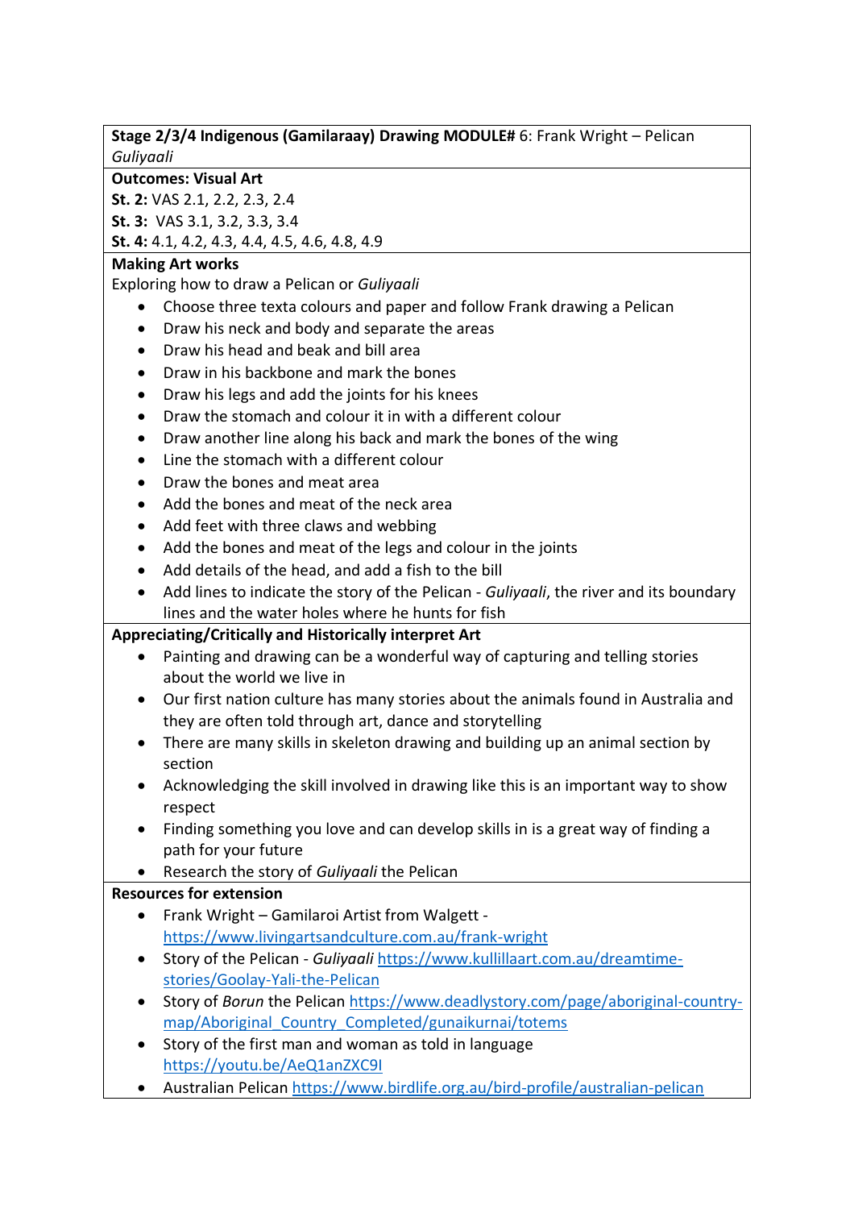**Stage 2/3/4 Indigenous (Gamilaraay) Drawing MODULE#** 6: Frank Wright – Pelican *Guliyaali*

**Outcomes: Visual Art**

**St. 2:** VAS 2.1, 2.2, 2.3, 2.4

**St. 3:** VAS 3.1, 3.2, 3.3, 3.4

**St. 4:** 4.1, 4.2, 4.3, 4.4, 4.5, 4.6, 4.8, 4.9

**Making Art works**

Exploring how to draw a Pelican or *Guliyaali*

- Choose three texta colours and paper and follow Frank drawing a Pelican
- Draw his neck and body and separate the areas
- Draw his head and beak and bill area
- Draw in his backbone and mark the bones
- Draw his legs and add the joints for his knees
- Draw the stomach and colour it in with a different colour
- Draw another line along his back and mark the bones of the wing
- Line the stomach with a different colour
- Draw the bones and meat area
- Add the bones and meat of the neck area
- Add feet with three claws and webbing
- Add the bones and meat of the legs and colour in the joints
- Add details of the head, and add a fish to the bill
- Add lines to indicate the story of the Pelican - *Guliyaali*, the river and its boundary lines and the water holes where he hunts for fish

**Appreciating/Critically and Historically interpret Art**

- Painting and drawing can be a wonderful way of capturing and telling stories about the world we live in
- Our first nation culture has many stories about the animals found in Australia and they are often told through art, dance and storytelling
- There are many skills in skeleton drawing and building up an animal section by section
- Acknowledging the skill involved in drawing like this is an important way to show respect
- Finding something you love and can develop skills in is a great way of finding a path for your future
- Research the story of *Guliyaali* the Pelican

**Resources for extension**

- Frank Wright – Gamilaroi Artist from Walgett - https://www.livingartsandculture.com.au/frank-wright
- Story of the Pelican - *Guliyaali* https://www.kullillaart.com.au/dreamtime-stories/Goolay-Yali-the-Pelican
- Story of *Borun* the Pelican https://www.deadlystory.com/page/aboriginal-country-map/Aboriginal_Country_Completed/gunaikurnai/totems
- Story of the first man and woman as told in language https://youtu.be/AeQ1anZXC9I
- Australian Pelican https://www.birdlife.org.au/bird-profile/australian-pelican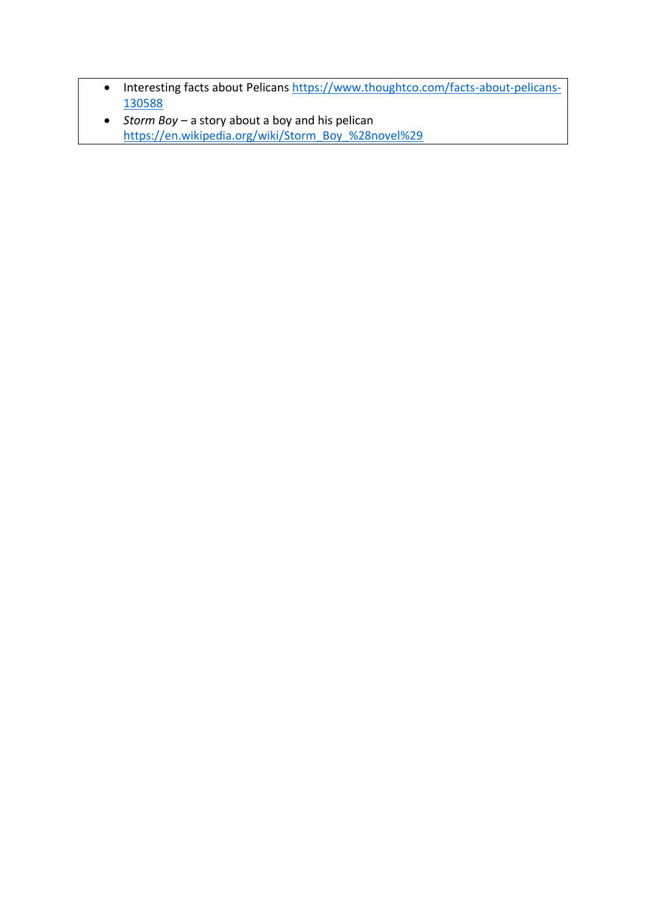- Interesting facts about Pelicans https://www.thoughtco.com/facts-about-pelicans-130588
- *Storm Boy* – a story about a boy and his pelican https://en.wikipedia.org/wiki/Storm_Boy_%28novel%29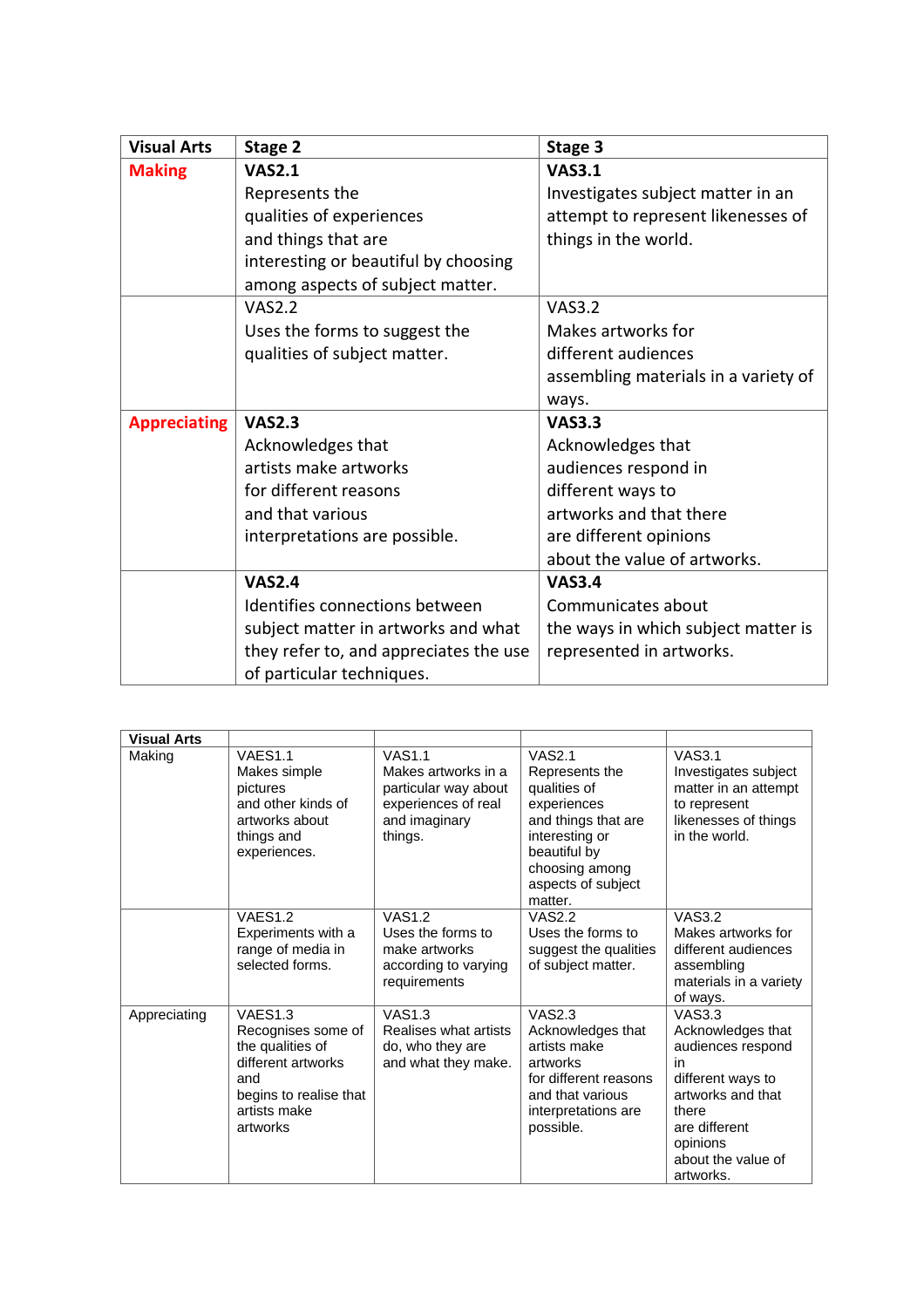| **Visual Arts** | **Stage 2** | **Stage 3** |
|---|---|---|
| **Making** | **VAS2.1** Represents the qualities of experiences and things that are interesting or beautiful by choosing among aspects of subject matter. | **VAS3.1** Investigates subject matter in an attempt to represent likenesses of things in the world. |
| | VAS2.2 Uses the forms to suggest the qualities of subject matter. | VAS3.2 Makes artworks for different audiences assembling materials in a variety of ways. |
| **Appreciating** | **VAS2.3** Acknowledges that artists make artworks for different reasons and that various interpretations are possible. | **VAS3.3** Acknowledges that audiences respond in different ways to artworks and that there are different opinions about the value of artworks. |
| | **VAS2.4** Identifies connections between subject matter in artworks and what they refer to, and appreciates the use of particular techniques. | **VAS3.4** Communicates about the ways in which subject matter is represented in artworks. |

| **Visual Arts** | | | | |
|---|---|---|---|---|
| Making | VAES1.1 Makes simple pictures and other kinds of artworks about things and experiences. | VAS1.1 Makes artworks in a particular way about experiences of real and imaginary things. | VAS2.1 Represents the qualities of experiences and things that are interesting or beautiful by choosing among aspects of subject matter. | VAS3.1 Investigates subject matter in an attempt to represent likenesses of things in the world. |
| | VAES1.2 Experiments with a range of media in selected forms. | VAS1.2 Uses the forms to make artworks according to varying requirements | VAS2.2 Uses the forms to suggest the qualities of subject matter. | VAS3.2 Makes artworks for different audiences assembling materials in a variety of ways. |
| Appreciating | VAES1.3 Recognises some of the qualities of different artworks and begins to realise that artists make artworks | VAS1.3 Realises what artists do, who they are and what they make. | VAS2.3 Acknowledges that artists make artworks for different reasons and that various interpretations are possible. | VAS3.3 Acknowledges that audiences respond in different ways to artworks and that there are different opinions about the value of artworks. |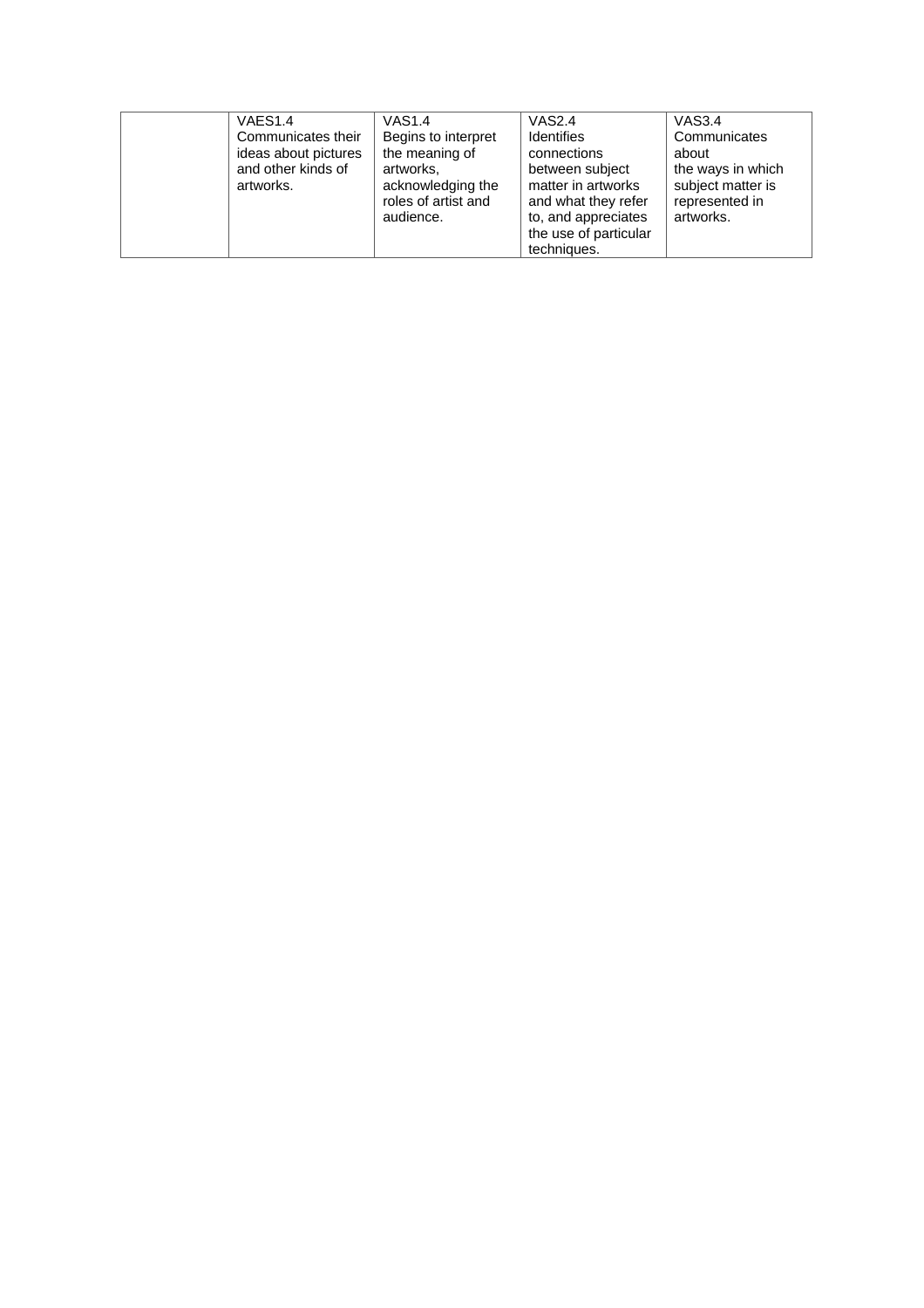| | | | | |
|---|---|---|---|---|
| | VAES1.4<br>Communicates their ideas about pictures and other kinds of artworks. | VAS1.4<br>Begins to interpret the meaning of artworks, acknowledging the roles of artist and audience. | VAS2.4<br>Identifies connections between subject matter in artworks and what they refer to, and appreciates the use of particular techniques. | VAS3.4<br>Communicates about the ways in which subject matter is represented in artworks. |